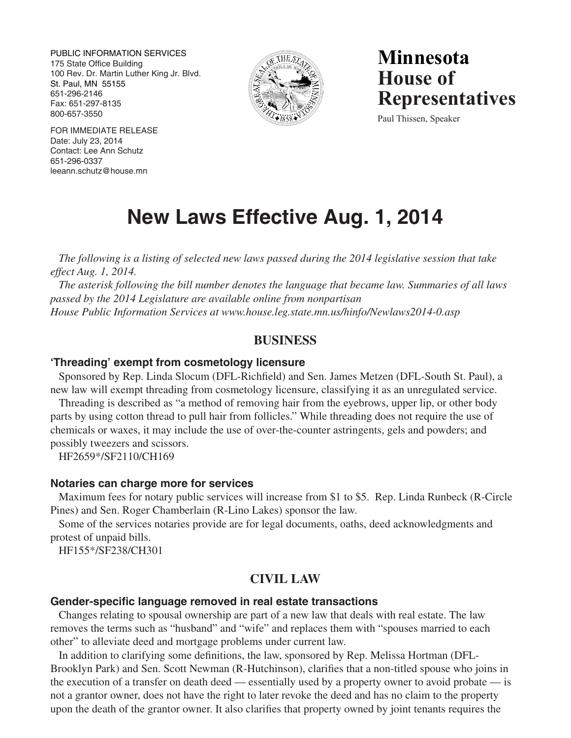PUBLIC INFORMATION SERVICES
175 State Office Building
100 Rev. Dr. Martin Luther King Jr. Blvd.
St. Paul, MN 55155
651-296-2146
Fax: 651-297-8135
800-657-3550

FOR IMMEDIATE RELEASE
Date: July 23, 2014
Contact: Lee Ann Schutz
651-296-0337
leeann.schutz@house.mn

**Minnesota House of Representatives**

Paul Thissen, Speaker

# New Laws Effective Aug. 1, 2014

*The following is a listing of selected new laws passed during the 2014 legislative session that take effect Aug. 1, 2014.*

*The asterisk following the bill number denotes the language that became law. Summaries of all laws passed by the 2014 Legislature are available online from nonpartisan House Public Information Services at www.house.leg.state.mn.us/hinfo/Newlaws2014-0.asp*

## BUSINESS

### 'Threading' exempt from cosmetology licensure

Sponsored by Rep. Linda Slocum (DFL-Richfield) and Sen. James Metzen (DFL-South St. Paul), a new law will exempt threading from cosmetology licensure, classifying it as an unregulated service.

Threading is described as "a method of removing hair from the eyebrows, upper lip, or other body parts by using cotton thread to pull hair from follicles." While threading does not require the use of chemicals or waxes, it may include the use of over-the-counter astringents, gels and powders; and possibly tweezers and scissors.

HF2659*/SF2110/CH169

### Notaries can charge more for services

Maximum fees for notary public services will increase from $1 to $5. Rep. Linda Runbeck (R-Circle Pines) and Sen. Roger Chamberlain (R-Lino Lakes) sponsor the law.

Some of the services notaries provide are for legal documents, oaths, deed acknowledgments and protest of unpaid bills.

HF155*/SF238/CH301

## CIVIL LAW

### Gender-specific language removed in real estate transactions

Changes relating to spousal ownership are part of a new law that deals with real estate. The law removes the terms such as "husband" and "wife" and replaces them with "spouses married to each other" to alleviate deed and mortgage problems under current law.

In addition to clarifying some definitions, the law, sponsored by Rep. Melissa Hortman (DFL-Brooklyn Park) and Sen. Scott Newman (R-Hutchinson), clarifies that a non-titled spouse who joins in the execution of a transfer on death deed — essentially used by a property owner to avoid probate — is not a grantor owner, does not have the right to later revoke the deed and has no claim to the property upon the death of the grantor owner. It also clarifies that property owned by joint tenants requires the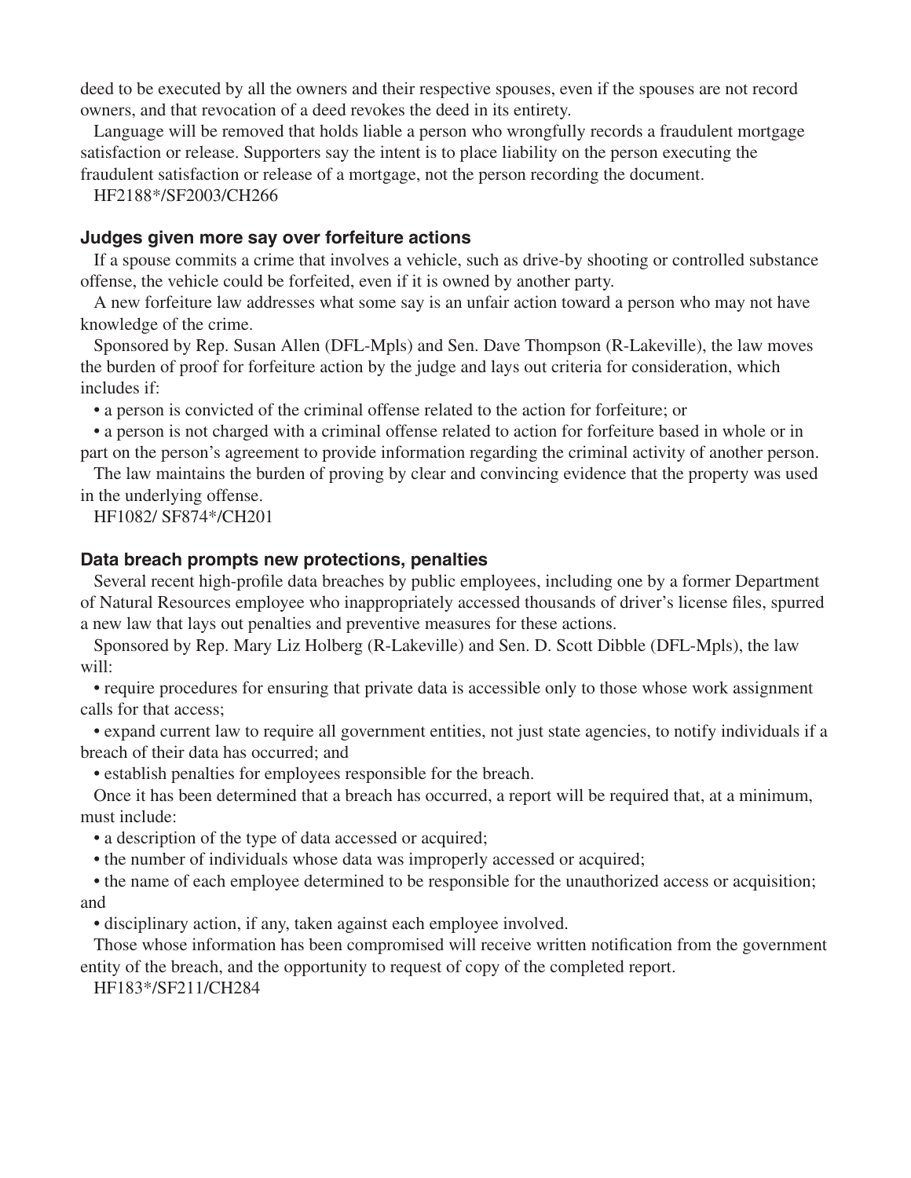deed to be executed by all the owners and their respective spouses, even if the spouses are not record owners, and that revocation of a deed revokes the deed in its entirety.

Language will be removed that holds liable a person who wrongfully records a fraudulent mortgage satisfaction or release. Supporters say the intent is to place liability on the person executing the fraudulent satisfaction or release of a mortgage, not the person recording the document.

HF2188*/SF2003/CH266

### Judges given more say over forfeiture actions

If a spouse commits a crime that involves a vehicle, such as drive-by shooting or controlled substance offense, the vehicle could be forfeited, even if it is owned by another party.

A new forfeiture law addresses what some say is an unfair action toward a person who may not have knowledge of the crime.

Sponsored by Rep. Susan Allen (DFL-Mpls) and Sen. Dave Thompson (R-Lakeville), the law moves the burden of proof for forfeiture action by the judge and lays out criteria for consideration, which includes if:

- a person is convicted of the criminal offense related to the action for forfeiture; or
- a person is not charged with a criminal offense related to action for forfeiture based in whole or in part on the person's agreement to provide information regarding the criminal activity of another person.

The law maintains the burden of proving by clear and convincing evidence that the property was used in the underlying offense.

HF1082/ SF874*/CH201

### Data breach prompts new protections, penalties

Several recent high-profile data breaches by public employees, including one by a former Department of Natural Resources employee who inappropriately accessed thousands of driver's license files, spurred a new law that lays out penalties and preventive measures for these actions.

Sponsored by Rep. Mary Liz Holberg (R-Lakeville) and Sen. D. Scott Dibble (DFL-Mpls), the law will:

- require procedures for ensuring that private data is accessible only to those whose work assignment calls for that access;
- expand current law to require all government entities, not just state agencies, to notify individuals if a breach of their data has occurred; and
- establish penalties for employees responsible for the breach.

Once it has been determined that a breach has occurred, a report will be required that, at a minimum, must include:

- a description of the type of data accessed or acquired;
- the number of individuals whose data was improperly accessed or acquired;
- the name of each employee determined to be responsible for the unauthorized access or acquisition; and
- disciplinary action, if any, taken against each employee involved.

Those whose information has been compromised will receive written notification from the government entity of the breach, and the opportunity to request of copy of the completed report.

HF183*/SF211/CH284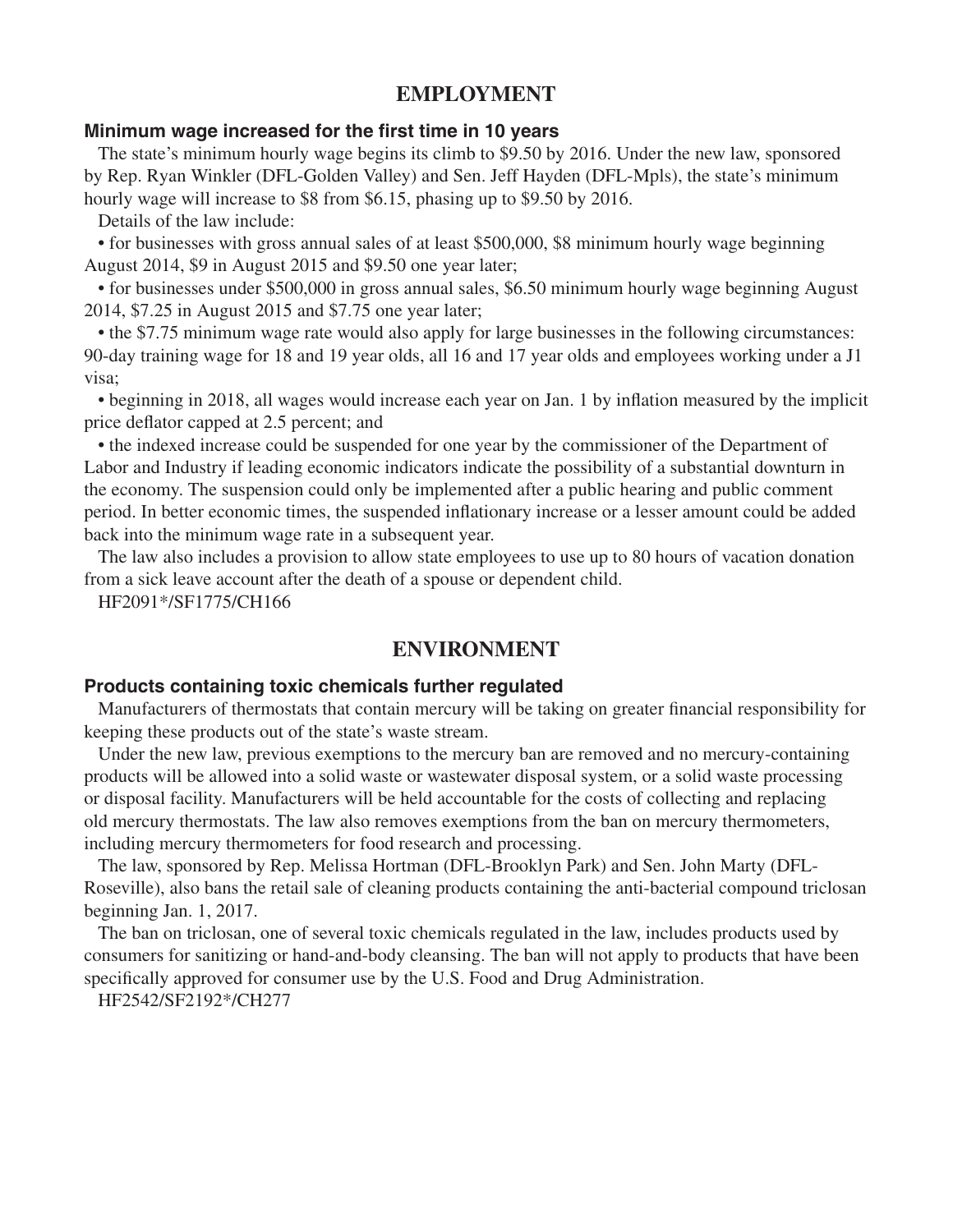## EMPLOYMENT

### Minimum wage increased for the first time in 10 years

The state's minimum hourly wage begins its climb to $9.50 by 2016. Under the new law, sponsored by Rep. Ryan Winkler (DFL-Golden Valley) and Sen. Jeff Hayden (DFL-Mpls), the state's minimum hourly wage will increase to $8 from $6.15, phasing up to $9.50 by 2016.

Details of the law include:

- for businesses with gross annual sales of at least $500,000, $8 minimum hourly wage beginning August 2014, $9 in August 2015 and $9.50 one year later;
- for businesses under $500,000 in gross annual sales, $6.50 minimum hourly wage beginning August 2014, $7.25 in August 2015 and $7.75 one year later;
- the $7.75 minimum wage rate would also apply for large businesses in the following circumstances: 90-day training wage for 18 and 19 year olds, all 16 and 17 year olds and employees working under a J1 visa;
- beginning in 2018, all wages would increase each year on Jan. 1 by inflation measured by the implicit price deflator capped at 2.5 percent; and
- the indexed increase could be suspended for one year by the commissioner of the Department of Labor and Industry if leading economic indicators indicate the possibility of a substantial downturn in the economy. The suspension could only be implemented after a public hearing and public comment period. In better economic times, the suspended inflationary increase or a lesser amount could be added back into the minimum wage rate in a subsequent year.

The law also includes a provision to allow state employees to use up to 80 hours of vacation donation from a sick leave account after the death of a spouse or dependent child.

HF2091*/SF1775/CH166

## ENVIRONMENT

### Products containing toxic chemicals further regulated

Manufacturers of thermostats that contain mercury will be taking on greater financial responsibility for keeping these products out of the state's waste stream.

Under the new law, previous exemptions to the mercury ban are removed and no mercury-containing products will be allowed into a solid waste or wastewater disposal system, or a solid waste processing or disposal facility. Manufacturers will be held accountable for the costs of collecting and replacing old mercury thermostats. The law also removes exemptions from the ban on mercury thermometers, including mercury thermometers for food research and processing.

The law, sponsored by Rep. Melissa Hortman (DFL-Brooklyn Park) and Sen. John Marty (DFL-Roseville), also bans the retail sale of cleaning products containing the anti-bacterial compound triclosan beginning Jan. 1, 2017.

The ban on triclosan, one of several toxic chemicals regulated in the law, includes products used by consumers for sanitizing or hand-and-body cleansing. The ban will not apply to products that have been specifically approved for consumer use by the U.S. Food and Drug Administration.

HF2542/SF2192*/CH277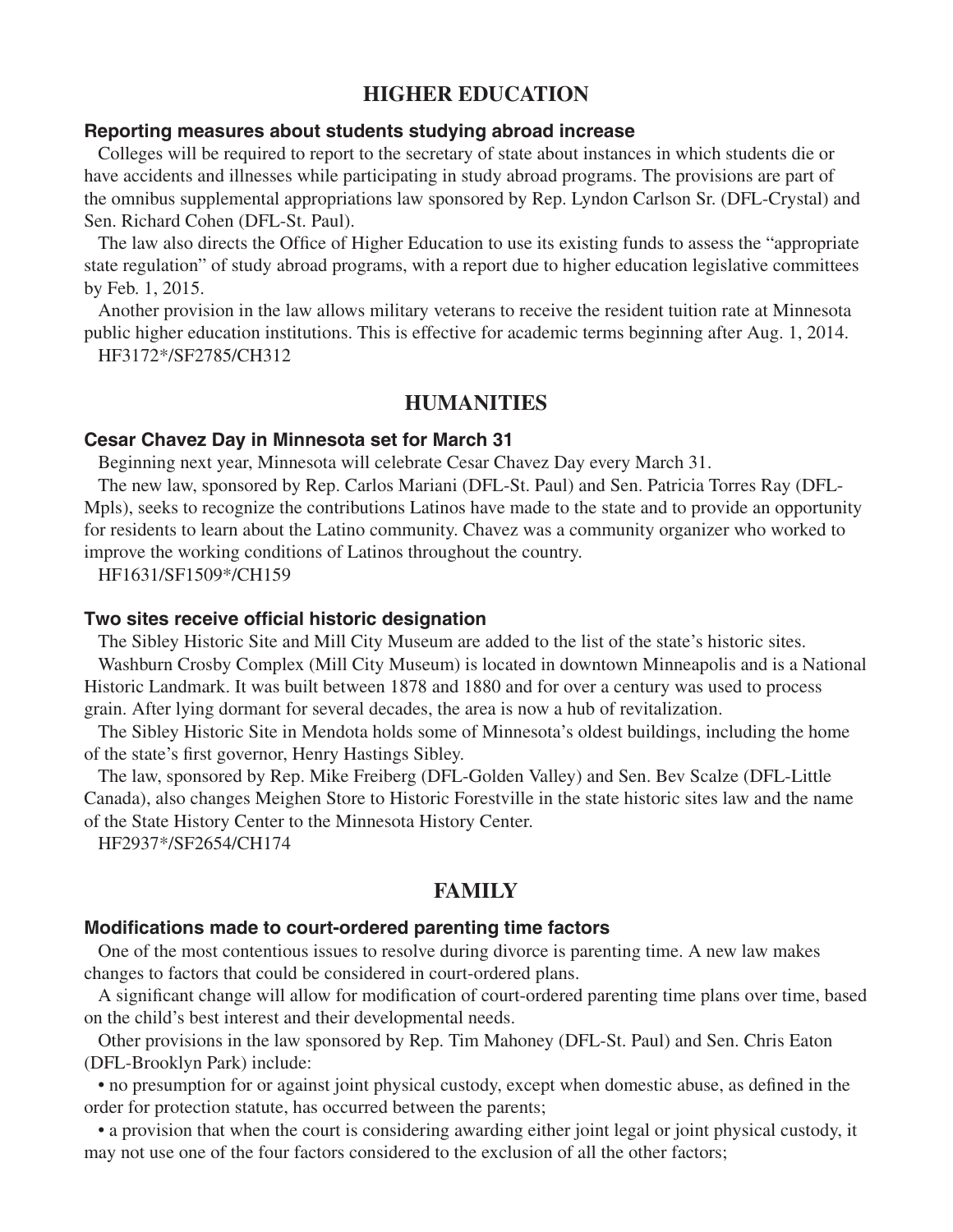## HIGHER EDUCATION

### Reporting measures about students studying abroad increase

Colleges will be required to report to the secretary of state about instances in which students die or have accidents and illnesses while participating in study abroad programs. The provisions are part of the omnibus supplemental appropriations law sponsored by Rep. Lyndon Carlson Sr. (DFL-Crystal) and Sen. Richard Cohen (DFL-St. Paul).

The law also directs the Office of Higher Education to use its existing funds to assess the "appropriate state regulation" of study abroad programs, with a report due to higher education legislative committees by Feb. 1, 2015.

Another provision in the law allows military veterans to receive the resident tuition rate at Minnesota public higher education institutions. This is effective for academic terms beginning after Aug. 1, 2014.

HF3172*/SF2785/CH312

## HUMANITIES

### Cesar Chavez Day in Minnesota set for March 31

Beginning next year, Minnesota will celebrate Cesar Chavez Day every March 31.

The new law, sponsored by Rep. Carlos Mariani (DFL-St. Paul) and Sen. Patricia Torres Ray (DFL-Mpls), seeks to recognize the contributions Latinos have made to the state and to provide an opportunity for residents to learn about the Latino community. Chavez was a community organizer who worked to improve the working conditions of Latinos throughout the country.

HF1631/SF1509*/CH159

### Two sites receive official historic designation

The Sibley Historic Site and Mill City Museum are added to the list of the state's historic sites.

Washburn Crosby Complex (Mill City Museum) is located in downtown Minneapolis and is a National Historic Landmark. It was built between 1878 and 1880 and for over a century was used to process grain. After lying dormant for several decades, the area is now a hub of revitalization.

The Sibley Historic Site in Mendota holds some of Minnesota's oldest buildings, including the home of the state's first governor, Henry Hastings Sibley.

The law, sponsored by Rep. Mike Freiberg (DFL-Golden Valley) and Sen. Bev Scalze (DFL-Little Canada), also changes Meighen Store to Historic Forestville in the state historic sites law and the name of the State History Center to the Minnesota History Center.

HF2937*/SF2654/CH174

## FAMILY

### Modifications made to court-ordered parenting time factors

One of the most contentious issues to resolve during divorce is parenting time. A new law makes changes to factors that could be considered in court-ordered plans.

A significant change will allow for modification of court-ordered parenting time plans over time, based on the child's best interest and their developmental needs.

Other provisions in the law sponsored by Rep. Tim Mahoney (DFL-St. Paul) and Sen. Chris Eaton (DFL-Brooklyn Park) include:

- no presumption for or against joint physical custody, except when domestic abuse, as defined in the order for protection statute, has occurred between the parents;
- a provision that when the court is considering awarding either joint legal or joint physical custody, it may not use one of the four factors considered to the exclusion of all the other factors;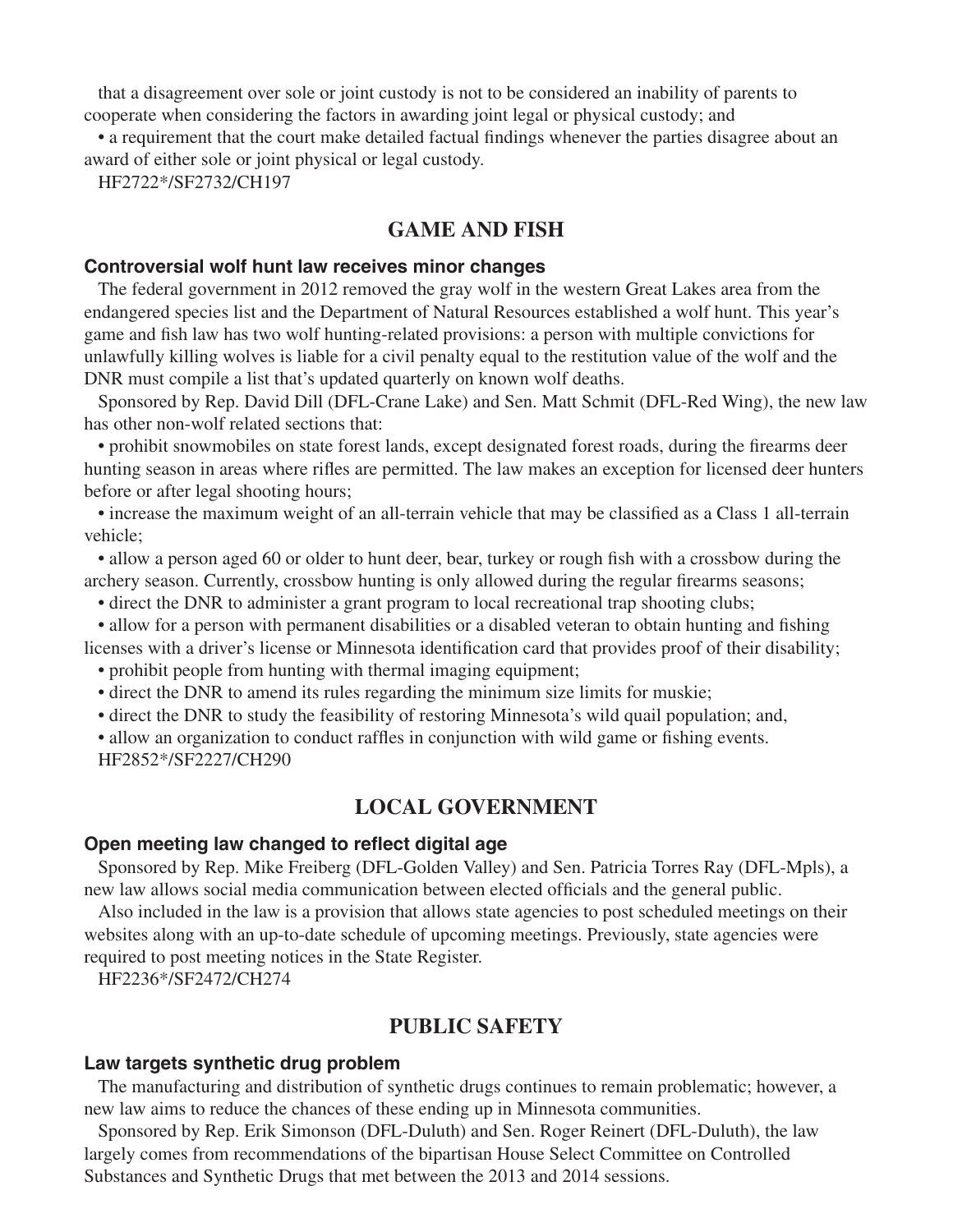that a disagreement over sole or joint custody is not to be considered an inability of parents to cooperate when considering the factors in awarding joint legal or physical custody; and

- a requirement that the court make detailed factual findings whenever the parties disagree about an award of either sole or joint physical or legal custody.

HF2722*/SF2732/CH197

## GAME AND FISH

### Controversial wolf hunt law receives minor changes

The federal government in 2012 removed the gray wolf in the western Great Lakes area from the endangered species list and the Department of Natural Resources established a wolf hunt. This year's game and fish law has two wolf hunting-related provisions: a person with multiple convictions for unlawfully killing wolves is liable for a civil penalty equal to the restitution value of the wolf and the DNR must compile a list that's updated quarterly on known wolf deaths.

Sponsored by Rep. David Dill (DFL-Crane Lake) and Sen. Matt Schmit (DFL-Red Wing), the new law has other non-wolf related sections that:

- prohibit snowmobiles on state forest lands, except designated forest roads, during the firearms deer hunting season in areas where rifles are permitted. The law makes an exception for licensed deer hunters before or after legal shooting hours;
- increase the maximum weight of an all-terrain vehicle that may be classified as a Class 1 all-terrain vehicle;
- allow a person aged 60 or older to hunt deer, bear, turkey or rough fish with a crossbow during the archery season. Currently, crossbow hunting is only allowed during the regular firearms seasons;
- direct the DNR to administer a grant program to local recreational trap shooting clubs;
- allow for a person with permanent disabilities or a disabled veteran to obtain hunting and fishing licenses with a driver's license or Minnesota identification card that provides proof of their disability;
- prohibit people from hunting with thermal imaging equipment;
- direct the DNR to amend its rules regarding the minimum size limits for muskie;
- direct the DNR to study the feasibility of restoring Minnesota's wild quail population; and,
- allow an organization to conduct raffles in conjunction with wild game or fishing events.

HF2852*/SF2227/CH290

## LOCAL GOVERNMENT

### Open meeting law changed to reflect digital age

Sponsored by Rep. Mike Freiberg (DFL-Golden Valley) and Sen. Patricia Torres Ray (DFL-Mpls), a new law allows social media communication between elected officials and the general public.

Also included in the law is a provision that allows state agencies to post scheduled meetings on their websites along with an up-to-date schedule of upcoming meetings. Previously, state agencies were required to post meeting notices in the State Register.

HF2236*/SF2472/CH274

## PUBLIC SAFETY

### Law targets synthetic drug problem

The manufacturing and distribution of synthetic drugs continues to remain problematic; however, a new law aims to reduce the chances of these ending up in Minnesota communities.

Sponsored by Rep. Erik Simonson (DFL-Duluth) and Sen. Roger Reinert (DFL-Duluth), the law largely comes from recommendations of the bipartisan House Select Committee on Controlled Substances and Synthetic Drugs that met between the 2013 and 2014 sessions.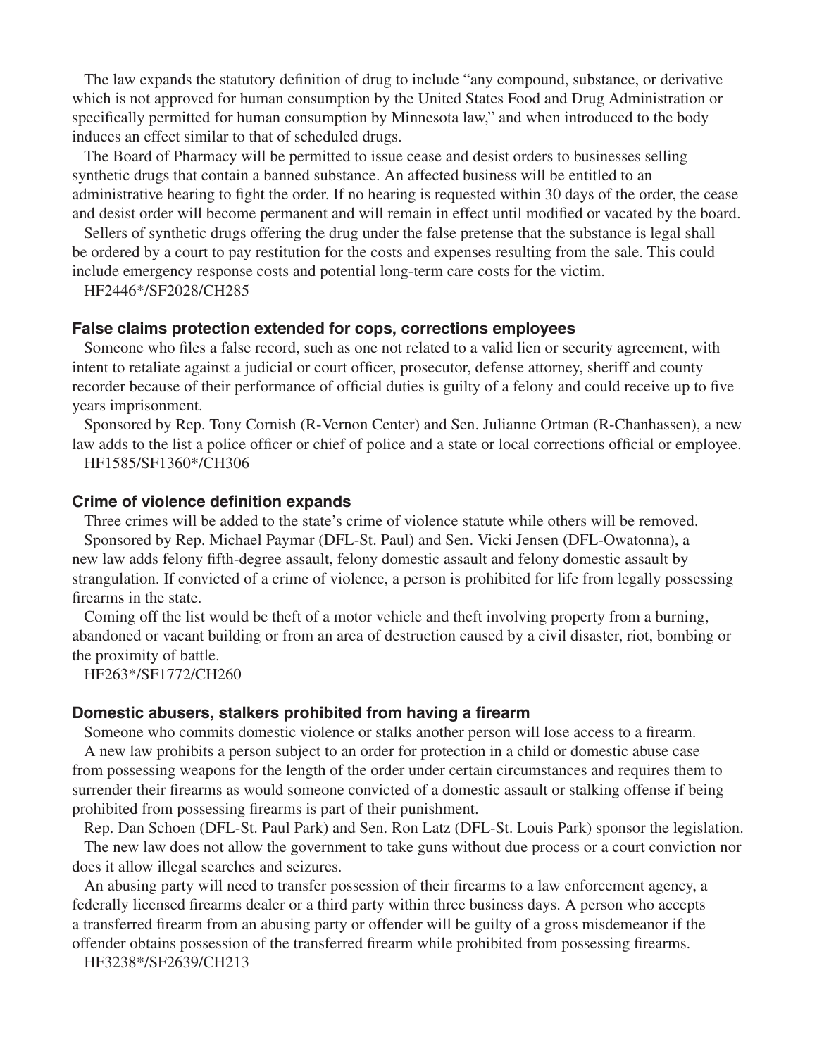The law expands the statutory definition of drug to include "any compound, substance, or derivative which is not approved for human consumption by the United States Food and Drug Administration or specifically permitted for human consumption by Minnesota law," and when introduced to the body induces an effect similar to that of scheduled drugs.

The Board of Pharmacy will be permitted to issue cease and desist orders to businesses selling synthetic drugs that contain a banned substance. An affected business will be entitled to an administrative hearing to fight the order. If no hearing is requested within 30 days of the order, the cease and desist order will become permanent and will remain in effect until modified or vacated by the board.

Sellers of synthetic drugs offering the drug under the false pretense that the substance is legal shall be ordered by a court to pay restitution for the costs and expenses resulting from the sale. This could include emergency response costs and potential long-term care costs for the victim.

HF2446*/SF2028/CH285

### False claims protection extended for cops, corrections employees

Someone who files a false record, such as one not related to a valid lien or security agreement, with intent to retaliate against a judicial or court officer, prosecutor, defense attorney, sheriff and county recorder because of their performance of official duties is guilty of a felony and could receive up to five years imprisonment.

Sponsored by Rep. Tony Cornish (R-Vernon Center) and Sen. Julianne Ortman (R-Chanhassen), a new law adds to the list a police officer or chief of police and a state or local corrections official or employee.

HF1585/SF1360*/CH306

### Crime of violence definition expands

Three crimes will be added to the state's crime of violence statute while others will be removed.

Sponsored by Rep. Michael Paymar (DFL-St. Paul) and Sen. Vicki Jensen (DFL-Owatonna), a new law adds felony fifth-degree assault, felony domestic assault and felony domestic assault by strangulation. If convicted of a crime of violence, a person is prohibited for life from legally possessing firearms in the state.

Coming off the list would be theft of a motor vehicle and theft involving property from a burning, abandoned or vacant building or from an area of destruction caused by a civil disaster, riot, bombing or the proximity of battle.

HF263*/SF1772/CH260

### Domestic abusers, stalkers prohibited from having a firearm

Someone who commits domestic violence or stalks another person will lose access to a firearm.

A new law prohibits a person subject to an order for protection in a child or domestic abuse case from possessing weapons for the length of the order under certain circumstances and requires them to surrender their firearms as would someone convicted of a domestic assault or stalking offense if being prohibited from possessing firearms is part of their punishment.

Rep. Dan Schoen (DFL-St. Paul Park) and Sen. Ron Latz (DFL-St. Louis Park) sponsor the legislation.

The new law does not allow the government to take guns without due process or a court conviction nor does it allow illegal searches and seizures.

An abusing party will need to transfer possession of their firearms to a law enforcement agency, a federally licensed firearms dealer or a third party within three business days. A person who accepts a transferred firearm from an abusing party or offender will be guilty of a gross misdemeanor if the offender obtains possession of the transferred firearm while prohibited from possessing firearms.

HF3238*/SF2639/CH213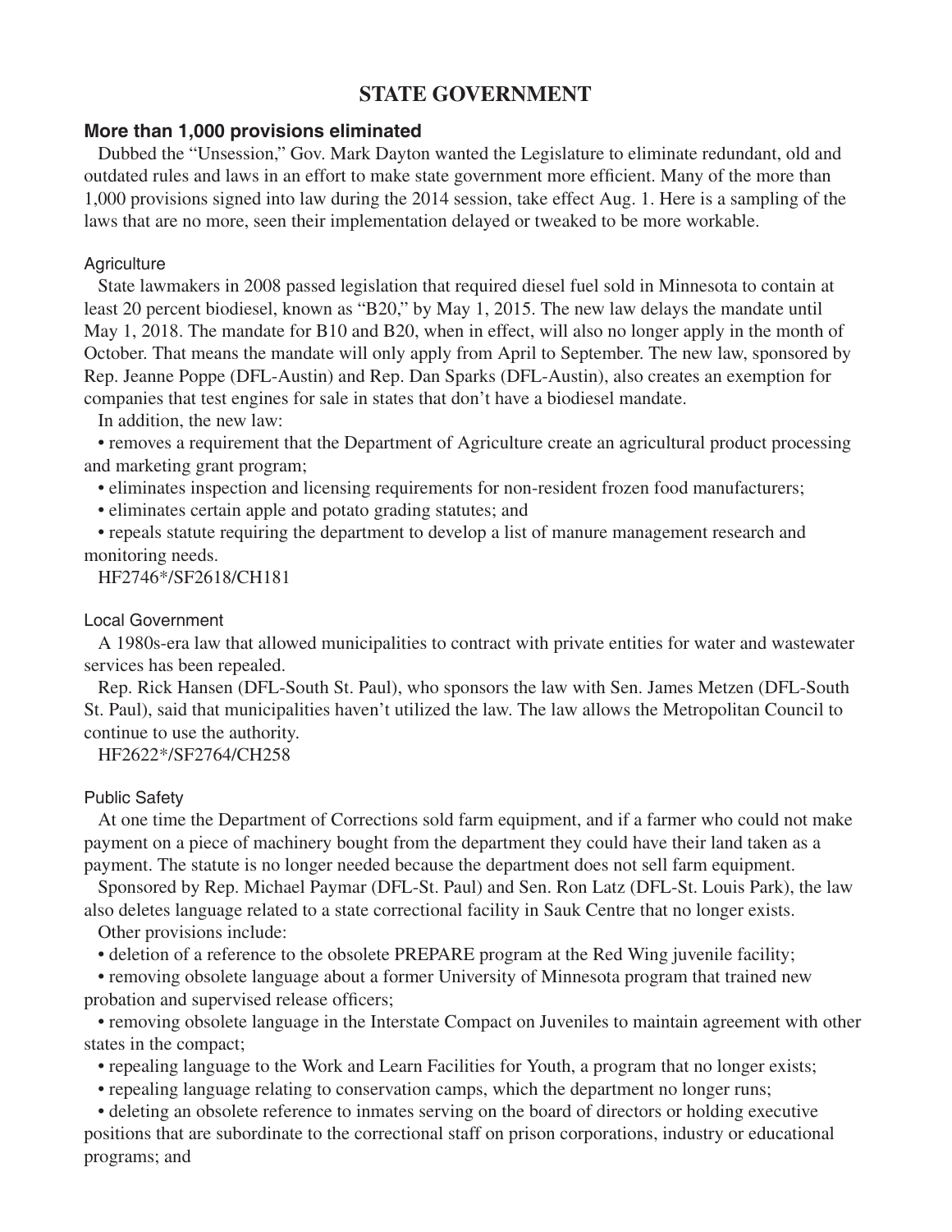# STATE GOVERNMENT

## More than 1,000 provisions eliminated

Dubbed the "Unsession," Gov. Mark Dayton wanted the Legislature to eliminate redundant, old and outdated rules and laws in an effort to make state government more efficient. Many of the more than 1,000 provisions signed into law during the 2014 session, take effect Aug. 1. Here is a sampling of the laws that are no more, seen their implementation delayed or tweaked to be more workable.

### Agriculture

State lawmakers in 2008 passed legislation that required diesel fuel sold in Minnesota to contain at least 20 percent biodiesel, known as "B20," by May 1, 2015. The new law delays the mandate until May 1, 2018. The mandate for B10 and B20, when in effect, will also no longer apply in the month of October. That means the mandate will only apply from April to September. The new law, sponsored by Rep. Jeanne Poppe (DFL-Austin) and Rep. Dan Sparks (DFL-Austin), also creates an exemption for companies that test engines for sale in states that don't have a biodiesel mandate.

In addition, the new law:

- removes a requirement that the Department of Agriculture create an agricultural product processing and marketing grant program;
- eliminates inspection and licensing requirements for non-resident frozen food manufacturers;
- eliminates certain apple and potato grading statutes; and
- repeals statute requiring the department to develop a list of manure management research and monitoring needs.

HF2746*/SF2618/CH181

### Local Government

A 1980s-era law that allowed municipalities to contract with private entities for water and wastewater services has been repealed.

Rep. Rick Hansen (DFL-South St. Paul), who sponsors the law with Sen. James Metzen (DFL-South St. Paul), said that municipalities haven't utilized the law. The law allows the Metropolitan Council to continue to use the authority.

HF2622*/SF2764/CH258

### Public Safety

At one time the Department of Corrections sold farm equipment, and if a farmer who could not make payment on a piece of machinery bought from the department they could have their land taken as a payment. The statute is no longer needed because the department does not sell farm equipment.

Sponsored by Rep. Michael Paymar (DFL-St. Paul) and Sen. Ron Latz (DFL-St. Louis Park), the law also deletes language related to a state correctional facility in Sauk Centre that no longer exists.

Other provisions include:

- deletion of a reference to the obsolete PREPARE program at the Red Wing juvenile facility;
- removing obsolete language about a former University of Minnesota program that trained new probation and supervised release officers;
- removing obsolete language in the Interstate Compact on Juveniles to maintain agreement with other states in the compact;
- repealing language to the Work and Learn Facilities for Youth, a program that no longer exists;
- repealing language relating to conservation camps, which the department no longer runs;
- deleting an obsolete reference to inmates serving on the board of directors or holding executive positions that are subordinate to the correctional staff on prison corporations, industry or educational programs; and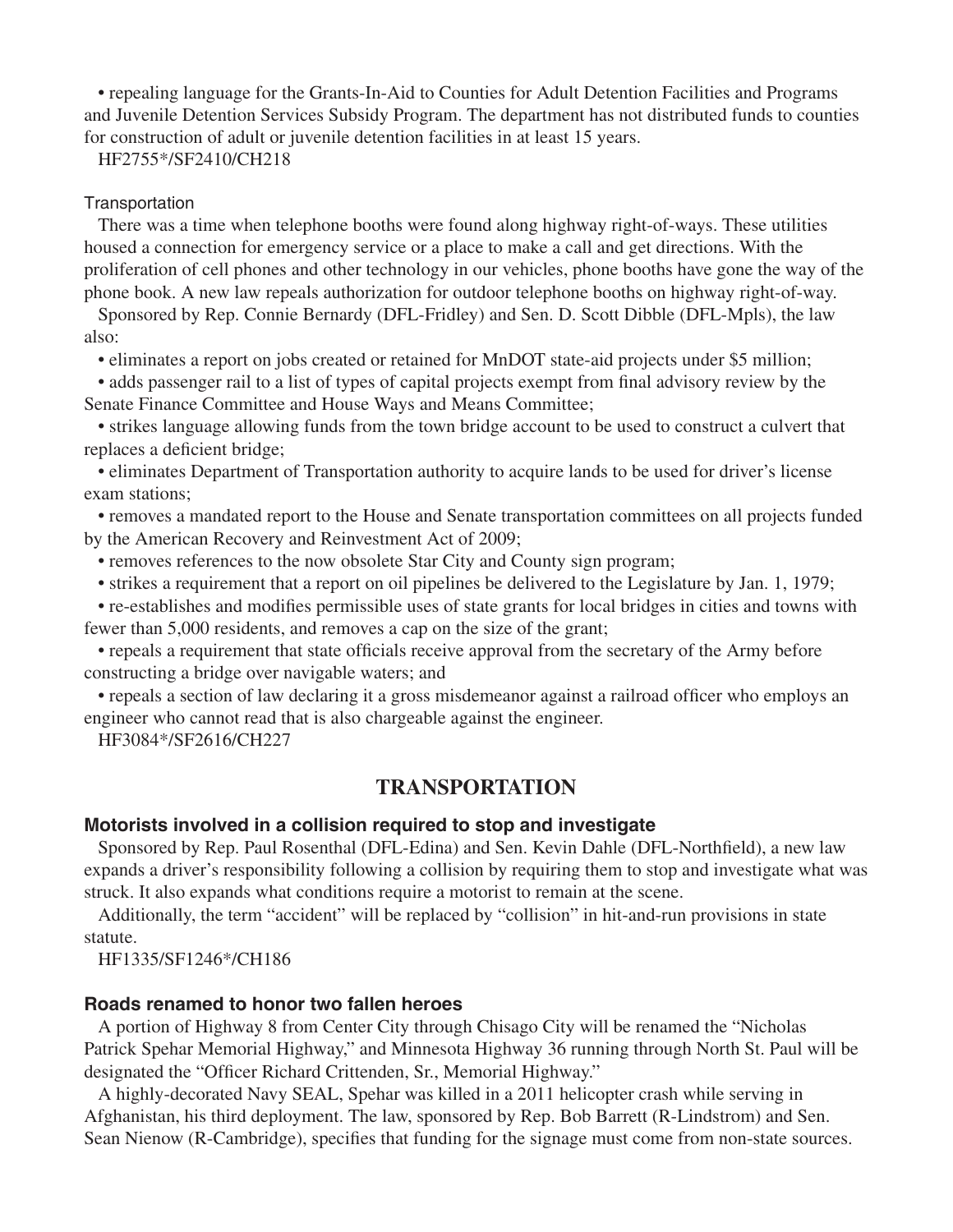• repealing language for the Grants-In-Aid to Counties for Adult Detention Facilities and Programs and Juvenile Detention Services Subsidy Program. The department has not distributed funds to counties for construction of adult or juvenile detention facilities in at least 15 years.

HF2755*/SF2410/CH218

#### Transportation

There was a time when telephone booths were found along highway right-of-ways. These utilities housed a connection for emergency service or a place to make a call and get directions. With the proliferation of cell phones and other technology in our vehicles, phone booths have gone the way of the phone book. A new law repeals authorization for outdoor telephone booths on highway right-of-way.

Sponsored by Rep. Connie Bernardy (DFL-Fridley) and Sen. D. Scott Dibble (DFL-Mpls), the law also:

• eliminates a report on jobs created or retained for MnDOT state-aid projects under $5 million;

• adds passenger rail to a list of types of capital projects exempt from final advisory review by the Senate Finance Committee and House Ways and Means Committee;

• strikes language allowing funds from the town bridge account to be used to construct a culvert that replaces a deficient bridge;

• eliminates Department of Transportation authority to acquire lands to be used for driver's license exam stations;

• removes a mandated report to the House and Senate transportation committees on all projects funded by the American Recovery and Reinvestment Act of 2009;

• removes references to the now obsolete Star City and County sign program;

• strikes a requirement that a report on oil pipelines be delivered to the Legislature by Jan. 1, 1979;

• re-establishes and modifies permissible uses of state grants for local bridges in cities and towns with fewer than 5,000 residents, and removes a cap on the size of the grant;

• repeals a requirement that state officials receive approval from the secretary of the Army before constructing a bridge over navigable waters; and

• repeals a section of law declaring it a gross misdemeanor against a railroad officer who employs an engineer who cannot read that is also chargeable against the engineer.

HF3084*/SF2616/CH227

## TRANSPORTATION

### Motorists involved in a collision required to stop and investigate

Sponsored by Rep. Paul Rosenthal (DFL-Edina) and Sen. Kevin Dahle (DFL-Northfield), a new law expands a driver's responsibility following a collision by requiring them to stop and investigate what was struck. It also expands what conditions require a motorist to remain at the scene.

Additionally, the term "accident" will be replaced by "collision" in hit-and-run provisions in state statute.

HF1335/SF1246*/CH186

### Roads renamed to honor two fallen heroes

A portion of Highway 8 from Center City through Chisago City will be renamed the "Nicholas Patrick Spehar Memorial Highway," and Minnesota Highway 36 running through North St. Paul will be designated the "Officer Richard Crittenden, Sr., Memorial Highway."

A highly-decorated Navy SEAL, Spehar was killed in a 2011 helicopter crash while serving in Afghanistan, his third deployment. The law, sponsored by Rep. Bob Barrett (R-Lindstrom) and Sen. Sean Nienow (R-Cambridge), specifies that funding for the signage must come from non-state sources.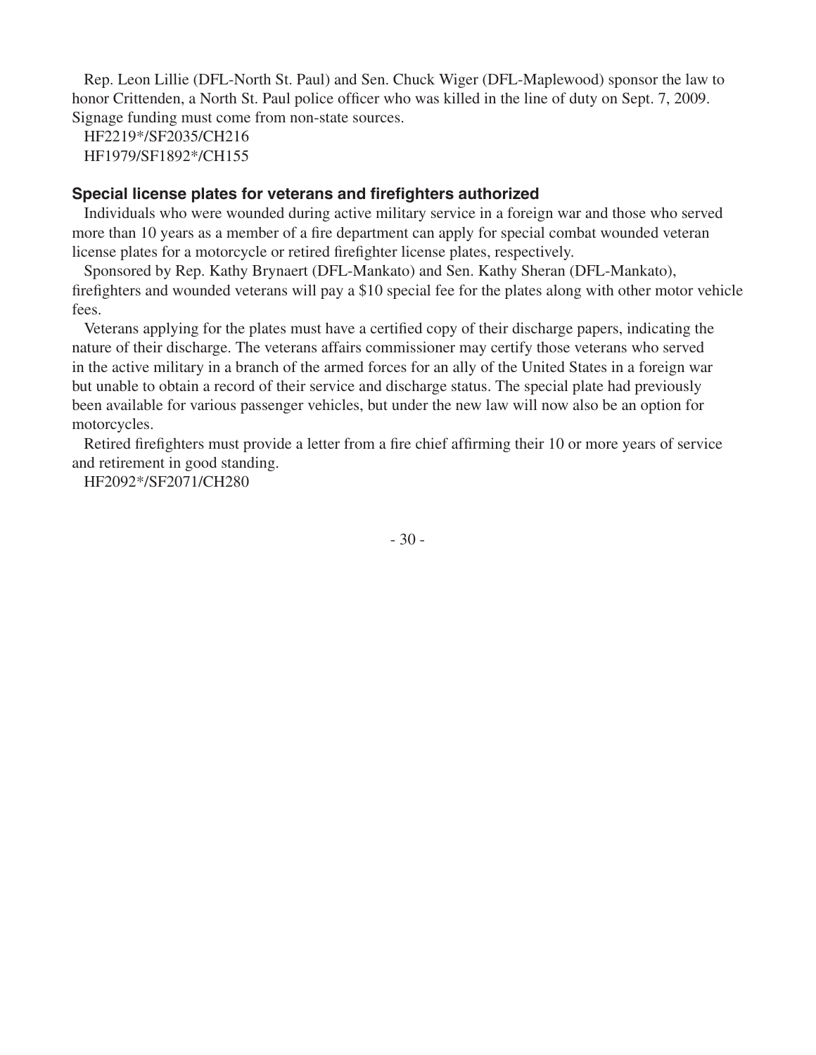Rep. Leon Lillie (DFL-North St. Paul) and Sen. Chuck Wiger (DFL-Maplewood) sponsor the law to honor Crittenden, a North St. Paul police officer who was killed in the line of duty on Sept. 7, 2009. Signage funding must come from non-state sources.

HF2219*/SF2035/CH216

HF1979/SF1892*/CH155

### Special license plates for veterans and firefighters authorized

Individuals who were wounded during active military service in a foreign war and those who served more than 10 years as a member of a fire department can apply for special combat wounded veteran license plates for a motorcycle or retired firefighter license plates, respectively.

Sponsored by Rep. Kathy Brynaert (DFL-Mankato) and Sen. Kathy Sheran (DFL-Mankato), firefighters and wounded veterans will pay a $10 special fee for the plates along with other motor vehicle fees.

Veterans applying for the plates must have a certified copy of their discharge papers, indicating the nature of their discharge. The veterans affairs commissioner may certify those veterans who served in the active military in a branch of the armed forces for an ally of the United States in a foreign war but unable to obtain a record of their service and discharge status. The special plate had previously been available for various passenger vehicles, but under the new law will now also be an option for motorcycles.

Retired firefighters must provide a letter from a fire chief affirming their 10 or more years of service and retirement in good standing.

HF2092*/SF2071/CH280